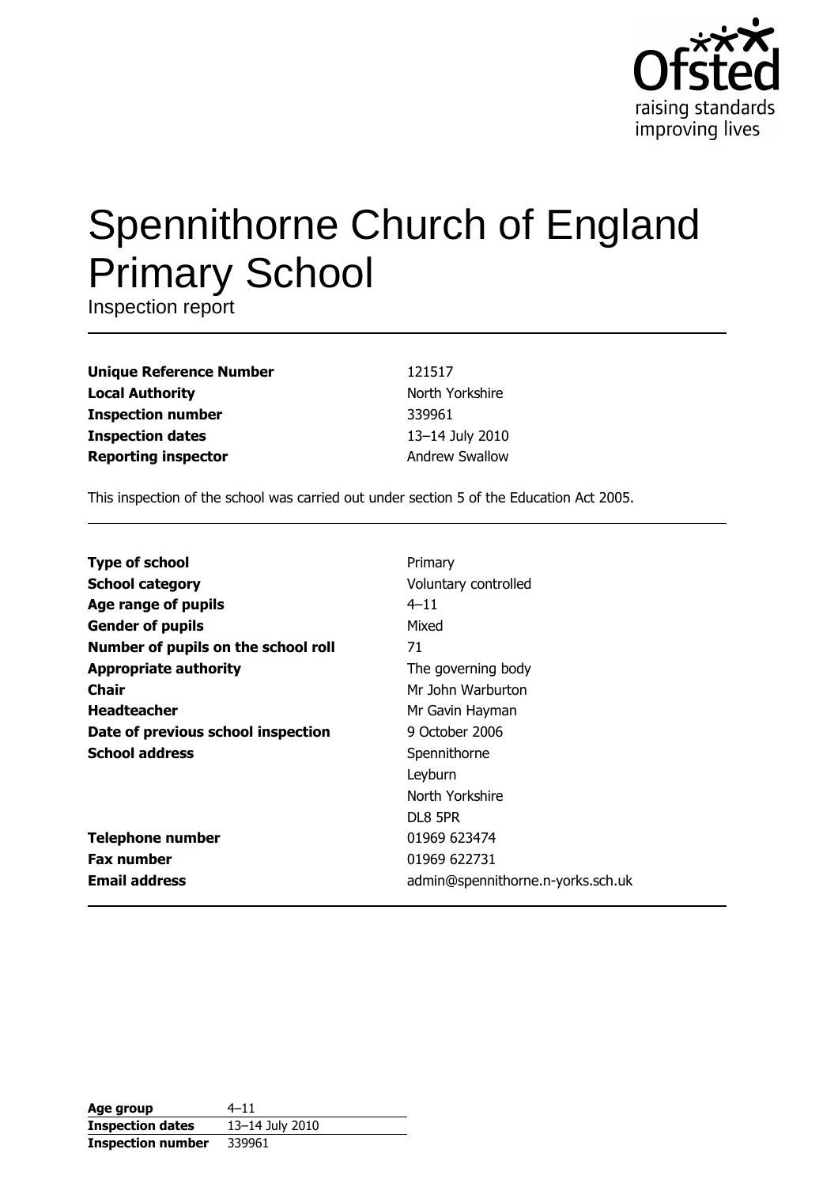# Spennithorne Church of England Primary School

Inspection report

| | |
|---|---|
| **Unique Reference Number** | 121517 |
| **Local Authority** | North Yorkshire |
| **Inspection number** | 339961 |
| **Inspection dates** | 13–14 July 2010 |
| **Reporting inspector** | Andrew Swallow |

This inspection of the school was carried out under section 5 of the Education Act 2005.

| | |
|---|---|
| **Type of school** | Primary |
| **School category** | Voluntary controlled |
| **Age range of pupils** | 4–11 |
| **Gender of pupils** | Mixed |
| **Number of pupils on the school roll** | 71 |
| **Appropriate authority** | The governing body |
| **Chair** | Mr John Warburton |
| **Headteacher** | Mr Gavin Hayman |
| **Date of previous school inspection** | 9 October 2006 |
| **School address** | Spennithorne<br>Leyburn<br>North Yorkshire<br>DL8 5PR |
| **Telephone number** | 01969 623474 |
| **Fax number** | 01969 622731 |
| **Email address** | admin@spennithorne.n-yorks.sch.uk |

| | |
|---|---|
| **Age group** | 4–11 |
| **Inspection dates** | 13–14 July 2010 |
| **Inspection number** | 339961 |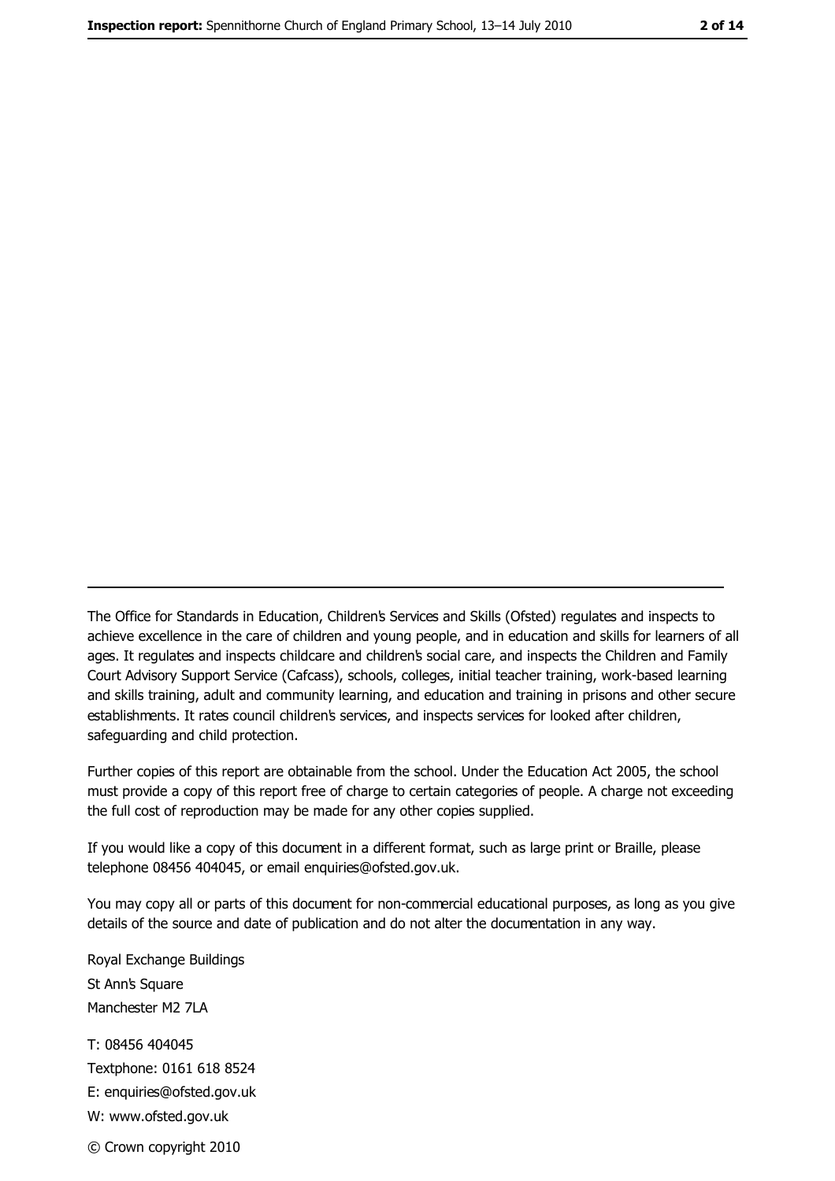---

The Office for Standards in Education, Children's Services and Skills (Ofsted) regulates and inspects to achieve excellence in the care of children and young people, and in education and skills for learners of all ages. It regulates and inspects childcare and children's social care, and inspects the Children and Family Court Advisory Support Service (Cafcass), schools, colleges, initial teacher training, work-based learning and skills training, adult and community learning, and education and training in prisons and other secure establishments. It rates council children's services, and inspects services for looked after children, safeguarding and child protection.

Further copies of this report are obtainable from the school. Under the Education Act 2005, the school must provide a copy of this report free of charge to certain categories of people. A charge not exceeding the full cost of reproduction may be made for any other copies supplied.

If you would like a copy of this document in a different format, such as large print or Braille, please telephone 08456 404045, or email enquiries@ofsted.gov.uk.

You may copy all or parts of this document for non-commercial educational purposes, as long as you give details of the source and date of publication and do not alter the documentation in any way.

Royal Exchange Buildings
St Ann's Square
Manchester M2 7LA

T: 08456 404045
Textphone: 0161 618 8524
E: enquiries@ofsted.gov.uk
W: www.ofsted.gov.uk

© Crown copyright 2010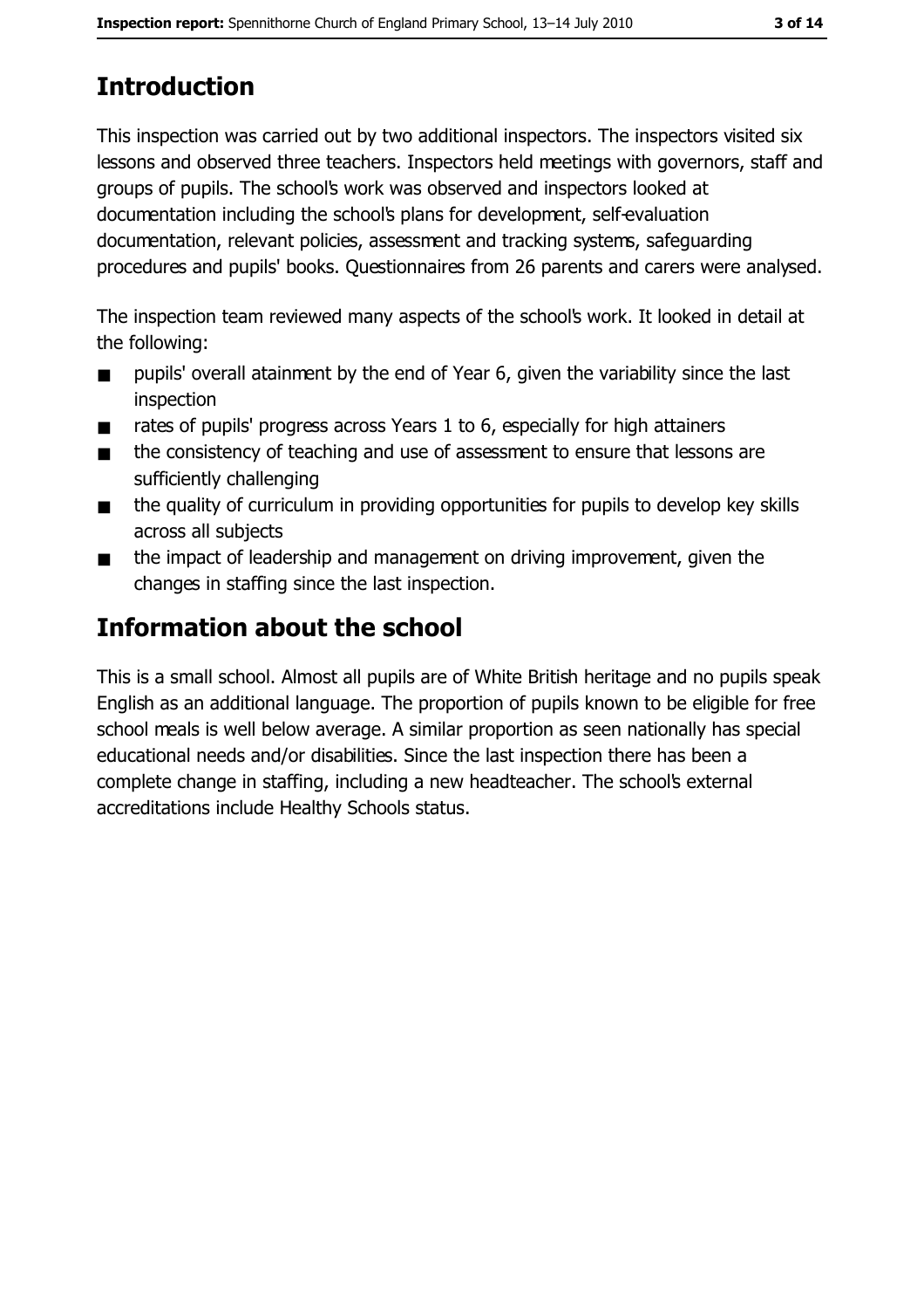## Introduction

This inspection was carried out by two additional inspectors. The inspectors visited six lessons and observed three teachers. Inspectors held meetings with governors, staff and groups of pupils. The school's work was observed and inspectors looked at documentation including the school's plans for development, self-evaluation documentation, relevant policies, assessment and tracking systems, safeguarding procedures and pupils' books. Questionnaires from 26 parents and carers were analysed.

The inspection team reviewed many aspects of the school's work. It looked in detail at the following:

- pupils' overall atainment by the end of Year 6, given the variability since the last inspection
- rates of pupils' progress across Years 1 to 6, especially for high attainers
- the consistency of teaching and use of assessment to ensure that lessons are sufficiently challenging
- the quality of curriculum in providing opportunities for pupils to develop key skills across all subjects
- the impact of leadership and management on driving improvement, given the changes in staffing since the last inspection.

## Information about the school

This is a small school. Almost all pupils are of White British heritage and no pupils speak English as an additional language. The proportion of pupils known to be eligible for free school meals is well below average. A similar proportion as seen nationally has special educational needs and/or disabilities. Since the last inspection there has been a complete change in staffing, including a new headteacher. The school's external accreditations include Healthy Schools status.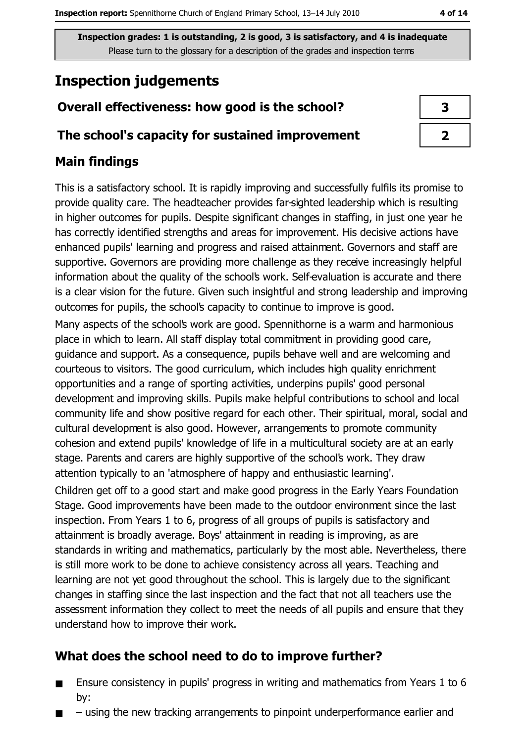Inspection grades: 1 is outstanding, 2 is good, 3 is satisfactory, and 4 is inadequate
Please turn to the glossary for a description of the grades and inspection terms

# Inspection judgements

| | |
|---|---|
| **Overall effectiveness: how good is the school?** | **3** |
| **The school's capacity for sustained improvement** | **2** |

## Main findings

This is a satisfactory school. It is rapidly improving and successfully fulfils its promise to provide quality care. The headteacher provides far-sighted leadership which is resulting in higher outcomes for pupils. Despite significant changes in staffing, in just one year he has correctly identified strengths and areas for improvement. His decisive actions have enhanced pupils' learning and progress and raised attainment. Governors and staff are supportive. Governors are providing more challenge as they receive increasingly helpful information about the quality of the school's work. Self-evaluation is accurate and there is a clear vision for the future. Given such insightful and strong leadership and improving outcomes for pupils, the school's capacity to continue to improve is good.

Many aspects of the school's work are good. Spennithorne is a warm and harmonious place in which to learn. All staff display total commitment in providing good care, guidance and support. As a consequence, pupils behave well and are welcoming and courteous to visitors. The good curriculum, which includes high quality enrichment opportunities and a range of sporting activities, underpins pupils' good personal development and improving skills. Pupils make helpful contributions to school and local community life and show positive regard for each other. Their spiritual, moral, social and cultural development is also good. However, arrangements to promote community cohesion and extend pupils' knowledge of life in a multicultural society are at an early stage. Parents and carers are highly supportive of the school's work. They draw attention typically to an 'atmosphere of happy and enthusiastic learning'.

Children get off to a good start and make good progress in the Early Years Foundation Stage. Good improvements have been made to the outdoor environment since the last inspection. From Years 1 to 6, progress of all groups of pupils is satisfactory and attainment is broadly average. Boys' attainment in reading is improving, as are standards in writing and mathematics, particularly by the most able. Nevertheless, there is still more work to be done to achieve consistency across all years. Teaching and learning are not yet good throughout the school. This is largely due to the significant changes in staffing since the last inspection and the fact that not all teachers use the assessment information they collect to meet the needs of all pupils and ensure that they understand how to improve their work.

## What does the school need to do to improve further?

- Ensure consistency in pupils' progress in writing and mathematics from Years 1 to 6 by:
- – using the new tracking arrangements to pinpoint underperformance earlier and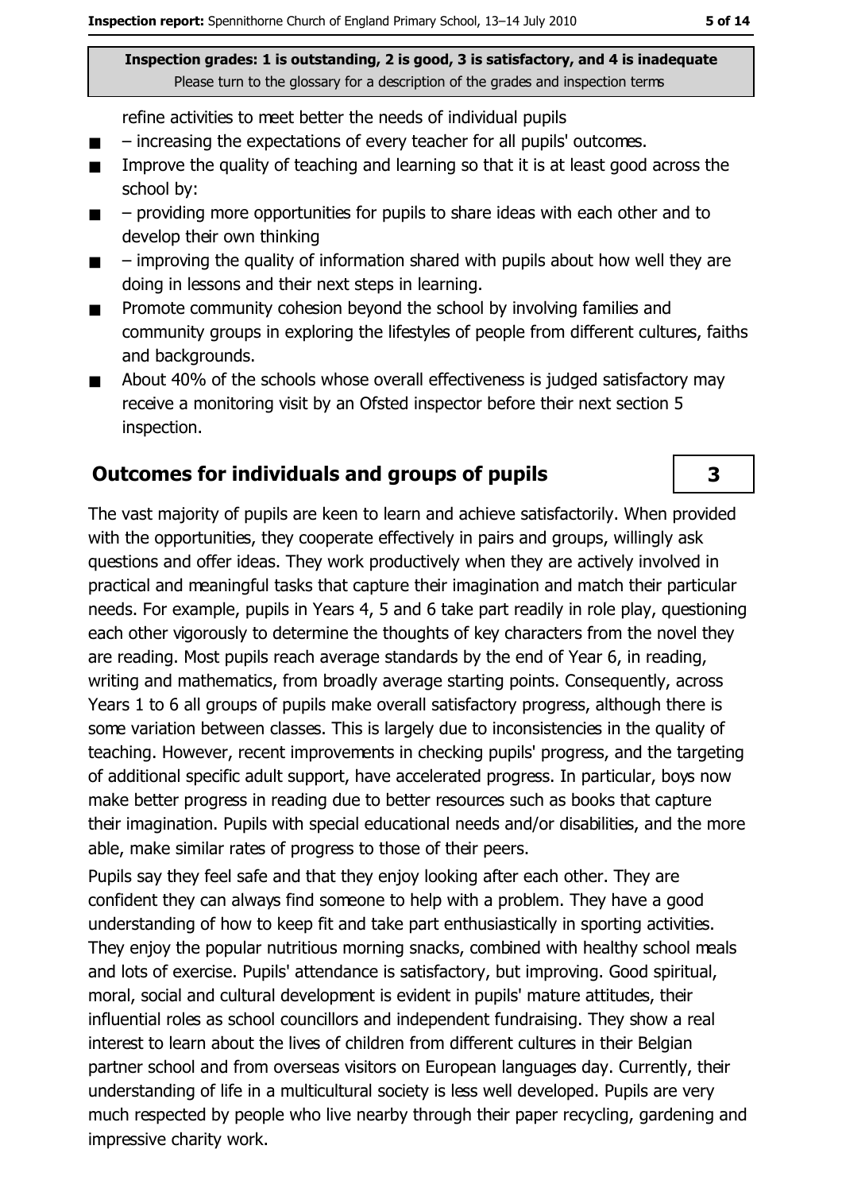refine activities to meet better the needs of individual pupils

- – increasing the expectations of every teacher for all pupils' outcomes.
- Improve the quality of teaching and learning so that it is at least good across the school by:
- – providing more opportunities for pupils to share ideas with each other and to develop their own thinking
- – improving the quality of information shared with pupils about how well they are doing in lessons and their next steps in learning.
- Promote community cohesion beyond the school by involving families and community groups in exploring the lifestyles of people from different cultures, faiths and backgrounds.
- About 40% of the schools whose overall effectiveness is judged satisfactory may receive a monitoring visit by an Ofsted inspector before their next section 5 inspection.

## Outcomes for individuals and groups of pupils

**3**

The vast majority of pupils are keen to learn and achieve satisfactorily. When provided with the opportunities, they cooperate effectively in pairs and groups, willingly ask questions and offer ideas. They work productively when they are actively involved in practical and meaningful tasks that capture their imagination and match their particular needs. For example, pupils in Years 4, 5 and 6 take part readily in role play, questioning each other vigorously to determine the thoughts of key characters from the novel they are reading. Most pupils reach average standards by the end of Year 6, in reading, writing and mathematics, from broadly average starting points. Consequently, across Years 1 to 6 all groups of pupils make overall satisfactory progress, although there is some variation between classes. This is largely due to inconsistencies in the quality of teaching. However, recent improvements in checking pupils' progress, and the targeting of additional specific adult support, have accelerated progress. In particular, boys now make better progress in reading due to better resources such as books that capture their imagination. Pupils with special educational needs and/or disabilities, and the more able, make similar rates of progress to those of their peers.

Pupils say they feel safe and that they enjoy looking after each other. They are confident they can always find someone to help with a problem. They have a good understanding of how to keep fit and take part enthusiastically in sporting activities. They enjoy the popular nutritious morning snacks, combined with healthy school meals and lots of exercise. Pupils' attendance is satisfactory, but improving. Good spiritual, moral, social and cultural development is evident in pupils' mature attitudes, their influential roles as school councillors and independent fundraising. They show a real interest to learn about the lives of children from different cultures in their Belgian partner school and from overseas visitors on European languages day. Currently, their understanding of life in a multicultural society is less well developed. Pupils are very much respected by people who live nearby through their paper recycling, gardening and impressive charity work.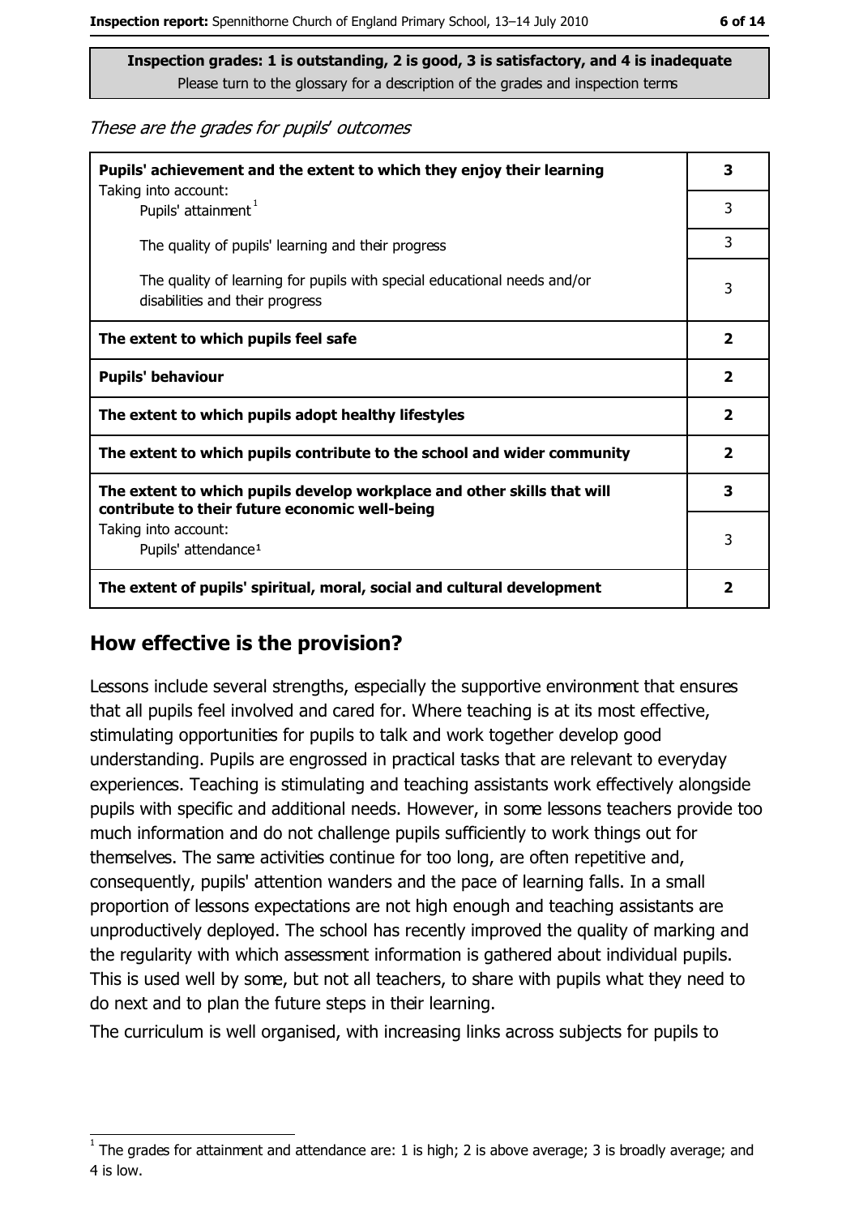**Inspection grades: 1 is outstanding, 2 is good, 3 is satisfactory, and 4 is inadequate**
Please turn to the glossary for a description of the grades and inspection terms

*These are the grades for pupils' outcomes*

| | |
|---|---|
| **Pupils' achievement and the extent to which they enjoy their learning** | **3** |
| Taking into account: Pupils' attainment[1] | 3 |
| The quality of pupils' learning and their progress | 3 |
| The quality of learning for pupils with special educational needs and/or disabilities and their progress | 3 |
| **The extent to which pupils feel safe** | **2** |
| **Pupils' behaviour** | **2** |
| **The extent to which pupils adopt healthy lifestyles** | **2** |
| **The extent to which pupils contribute to the school and wider community** | **2** |
| **The extent to which pupils develop workplace and other skills that will contribute to their future economic well-being** | **3** |
| Taking into account: Pupils' attendance[1] | 3 |
| **The extent of pupils' spiritual, moral, social and cultural development** | **2** |

## How effective is the provision?

Lessons include several strengths, especially the supportive environment that ensures that all pupils feel involved and cared for. Where teaching is at its most effective, stimulating opportunities for pupils to talk and work together develop good understanding. Pupils are engrossed in practical tasks that are relevant to everyday experiences. Teaching is stimulating and teaching assistants work effectively alongside pupils with specific and additional needs. However, in some lessons teachers provide too much information and do not challenge pupils sufficiently to work things out for themselves. The same activities continue for too long, are often repetitive and, consequently, pupils' attention wanders and the pace of learning falls. In a small proportion of lessons expectations are not high enough and teaching assistants are unproductively deployed. The school has recently improved the quality of marking and the regularity with which assessment information is gathered about individual pupils. This is used well by some, but not all teachers, to share with pupils what they need to do next and to plan the future steps in their learning.

The curriculum is well organised, with increasing links across subjects for pupils to

[1] The grades for attainment and attendance are: 1 is high; 2 is above average; 3 is broadly average; and 4 is low.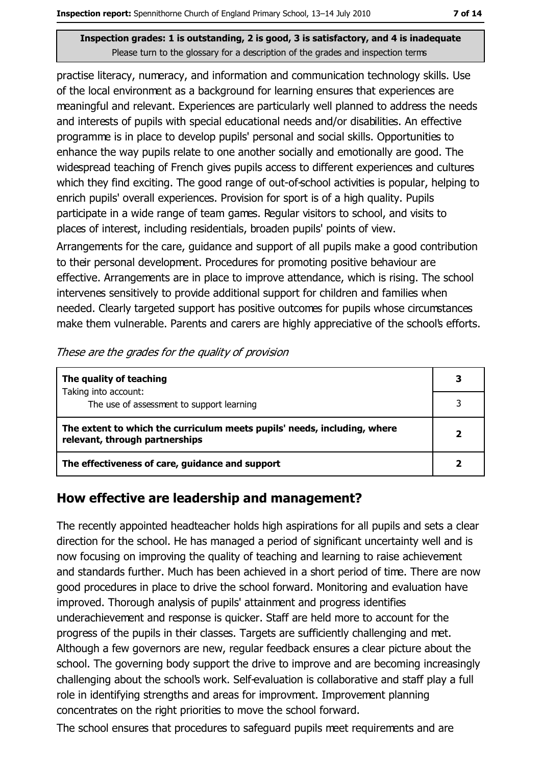**Inspection grades: 1 is outstanding, 2 is good, 3 is satisfactory, and 4 is inadequate**
Please turn to the glossary for a description of the grades and inspection terms

practise literacy, numeracy, and information and communication technology skills. Use of the local environment as a background for learning ensures that experiences are meaningful and relevant. Experiences are particularly well planned to address the needs and interests of pupils with special educational needs and/or disabilities. An effective programme is in place to develop pupils' personal and social skills. Opportunities to enhance the way pupils relate to one another socially and emotionally are good. The widespread teaching of French gives pupils access to different experiences and cultures which they find exciting. The good range of out-of-school activities is popular, helping to enrich pupils' overall experiences. Provision for sport is of a high quality. Pupils participate in a wide range of team games. Regular visitors to school, and visits to places of interest, including residentials, broaden pupils' points of view.

Arrangements for the care, guidance and support of all pupils make a good contribution to their personal development. Procedures for promoting positive behaviour are effective. Arrangements are in place to improve attendance, which is rising. The school intervenes sensitively to provide additional support for children and families when needed. Clearly targeted support has positive outcomes for pupils whose circumstances make them vulnerable. Parents and carers are highly appreciative of the school's efforts.

*These are the grades for the quality of provision*

| | |
|---|---|
| **The quality of teaching** Taking into account: | **3** |
| The use of assessment to support learning | 3 |
| **The extent to which the curriculum meets pupils' needs, including, where relevant, through partnerships** | **2** |
| **The effectiveness of care, guidance and support** | **2** |

## How effective are leadership and management?

The recently appointed headteacher holds high aspirations for all pupils and sets a clear direction for the school. He has managed a period of significant uncertainty well and is now focusing on improving the quality of teaching and learning to raise achievement and standards further. Much has been achieved in a short period of time. There are now good procedures in place to drive the school forward. Monitoring and evaluation have improved. Thorough analysis of pupils' attainment and progress identifies underachievement and response is quicker. Staff are held more to account for the progress of the pupils in their classes. Targets are sufficiently challenging and met. Although a few governors are new, regular feedback ensures a clear picture about the school. The governing body support the drive to improve and are becoming increasingly challenging about the school's work. Self-evaluation is collaborative and staff play a full role in identifying strengths and areas for improvment. Improvement planning concentrates on the right priorities to move the school forward.

The school ensures that procedures to safeguard pupils meet requirements and are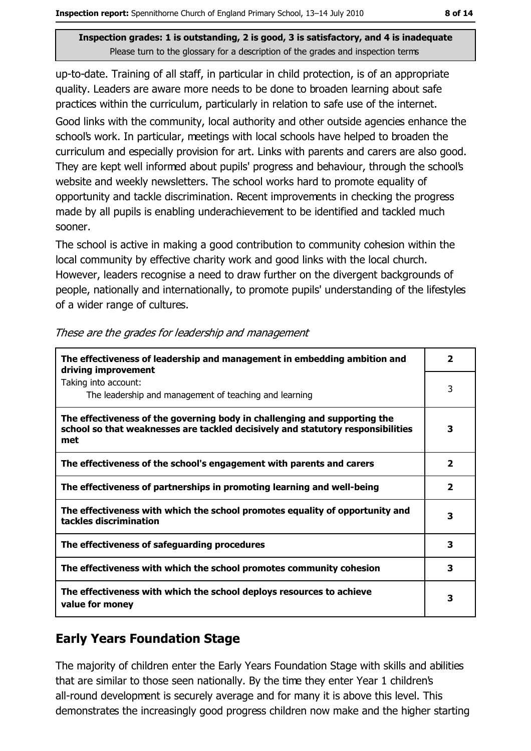**Inspection grades: 1 is outstanding, 2 is good, 3 is satisfactory, and 4 is inadequate**
Please turn to the glossary for a description of the grades and inspection terms

up-to-date. Training of all staff, in particular in child protection, is of an appropriate quality. Leaders are aware more needs to be done to broaden learning about safe practices within the curriculum, particularly in relation to safe use of the internet.

Good links with the community, local authority and other outside agencies enhance the school's work. In particular, meetings with local schools have helped to broaden the curriculum and especially provision for art. Links with parents and carers are also good. They are kept well informed about pupils' progress and behaviour, through the school's website and weekly newsletters. The school works hard to promote equality of opportunity and tackle discrimination. Recent improvements in checking the progress made by all pupils is enabling underachievement to be identified and tackled much sooner.

The school is active in making a good contribution to community cohesion within the local community by effective charity work and good links with the local church. However, leaders recognise a need to draw further on the divergent backgrounds of people, nationally and internationally, to promote pupils' understanding of the lifestyles of a wider range of cultures.

*These are the grades for leadership and management*

| | |
|---|---|
| **The effectiveness of leadership and management in embedding ambition and driving improvement** | **2** |
| Taking into account: The leadership and management of teaching and learning | 3 |
| **The effectiveness of the governing body in challenging and supporting the school so that weaknesses are tackled decisively and statutory responsibilities met** | **3** |
| **The effectiveness of the school's engagement with parents and carers** | **2** |
| **The effectiveness of partnerships in promoting learning and well-being** | **2** |
| **The effectiveness with which the school promotes equality of opportunity and tackles discrimination** | **3** |
| **The effectiveness of safeguarding procedures** | **3** |
| **The effectiveness with which the school promotes community cohesion** | **3** |
| **The effectiveness with which the school deploys resources to achieve value for money** | **3** |

## Early Years Foundation Stage

The majority of children enter the Early Years Foundation Stage with skills and abilities that are similar to those seen nationally. By the time they enter Year 1 children's all-round development is securely average and for many it is above this level. This demonstrates the increasingly good progress children now make and the higher starting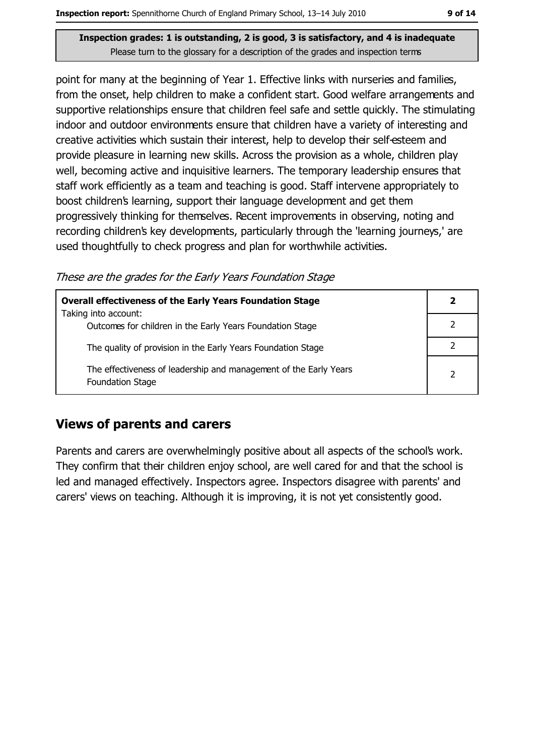point for many at the beginning of Year 1. Effective links with nurseries and families, from the onset, help children to make a confident start. Good welfare arrangements and supportive relationships ensure that children feel safe and settle quickly. The stimulating indoor and outdoor environments ensure that children have a variety of interesting and creative activities which sustain their interest, help to develop their self-esteem and provide pleasure in learning new skills. Across the provision as a whole, children play well, becoming active and inquisitive learners. The temporary leadership ensures that staff work efficiently as a team and teaching is good. Staff intervene appropriately to boost children's learning, support their language development and get them progressively thinking for themselves. Recent improvements in observing, noting and recording children's key developments, particularly through the 'learning journeys,' are used thoughtfully to check progress and plan for worthwhile activities.

*These are the grades for the Early Years Foundation Stage*

| **Overall effectiveness of the Early Years Foundation Stage** | **2** |
|---|---|
| Taking into account: Outcomes for children in the Early Years Foundation Stage | 2 |
| The quality of provision in the Early Years Foundation Stage | 2 |
| The effectiveness of leadership and management of the Early Years Foundation Stage | 2 |

## Views of parents and carers

Parents and carers are overwhelmingly positive about all aspects of the school's work. They confirm that their children enjoy school, are well cared for and that the school is led and managed effectively. Inspectors agree. Inspectors disagree with parents' and carers' views on teaching. Although it is improving, it is not yet consistently good.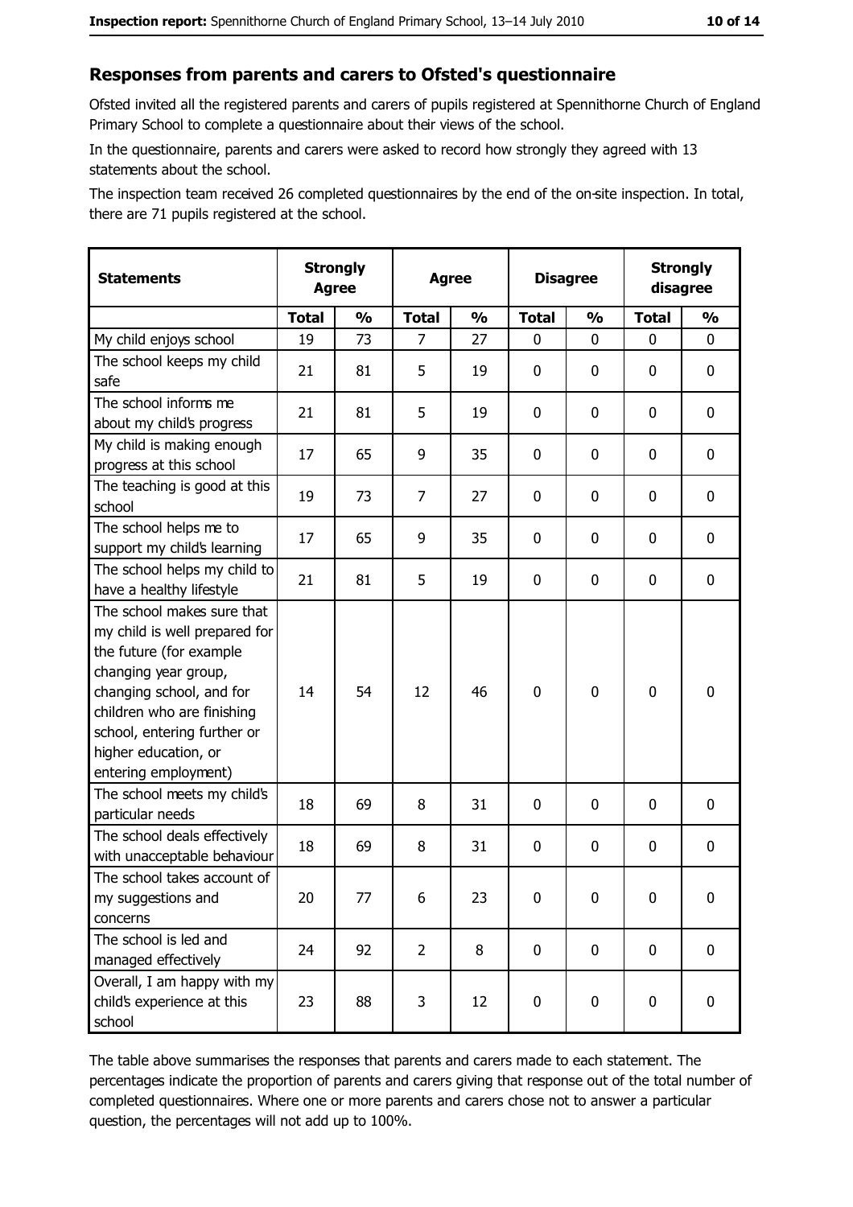## Responses from parents and carers to Ofsted's questionnaire

Ofsted invited all the registered parents and carers of pupils registered at Spennithorne Church of England Primary School to complete a questionnaire about their views of the school.

In the questionnaire, parents and carers were asked to record how strongly they agreed with 13 statements about the school.

The inspection team received 26 completed questionnaires by the end of the on-site inspection. In total, there are 71 pupils registered at the school.

| Statements | Strongly Agree | | Agree | | Disagree | | Strongly disagree | |
|---|---|---|---|---|---|---|---|---|
| | Total | % | Total | % | Total | % | Total | % |
| My child enjoys school | 19 | 73 | 7 | 27 | 0 | 0 | 0 | 0 |
| The school keeps my child safe | 21 | 81 | 5 | 19 | 0 | 0 | 0 | 0 |
| The school informs me about my child's progress | 21 | 81 | 5 | 19 | 0 | 0 | 0 | 0 |
| My child is making enough progress at this school | 17 | 65 | 9 | 35 | 0 | 0 | 0 | 0 |
| The teaching is good at this school | 19 | 73 | 7 | 27 | 0 | 0 | 0 | 0 |
| The school helps me to support my child's learning | 17 | 65 | 9 | 35 | 0 | 0 | 0 | 0 |
| The school helps my child to have a healthy lifestyle | 21 | 81 | 5 | 19 | 0 | 0 | 0 | 0 |
| The school makes sure that my child is well prepared for the future (for example changing year group, changing school, and for children who are finishing school, entering further or higher education, or entering employment) | 14 | 54 | 12 | 46 | 0 | 0 | 0 | 0 |
| The school meets my child's particular needs | 18 | 69 | 8 | 31 | 0 | 0 | 0 | 0 |
| The school deals effectively with unacceptable behaviour | 18 | 69 | 8 | 31 | 0 | 0 | 0 | 0 |
| The school takes account of my suggestions and concerns | 20 | 77 | 6 | 23 | 0 | 0 | 0 | 0 |
| The school is led and managed effectively | 24 | 92 | 2 | 8 | 0 | 0 | 0 | 0 |
| Overall, I am happy with my child's experience at this school | 23 | 88 | 3 | 12 | 0 | 0 | 0 | 0 |

The table above summarises the responses that parents and carers made to each statement. The percentages indicate the proportion of parents and carers giving that response out of the total number of completed questionnaires. Where one or more parents and carers chose not to answer a particular question, the percentages will not add up to 100%.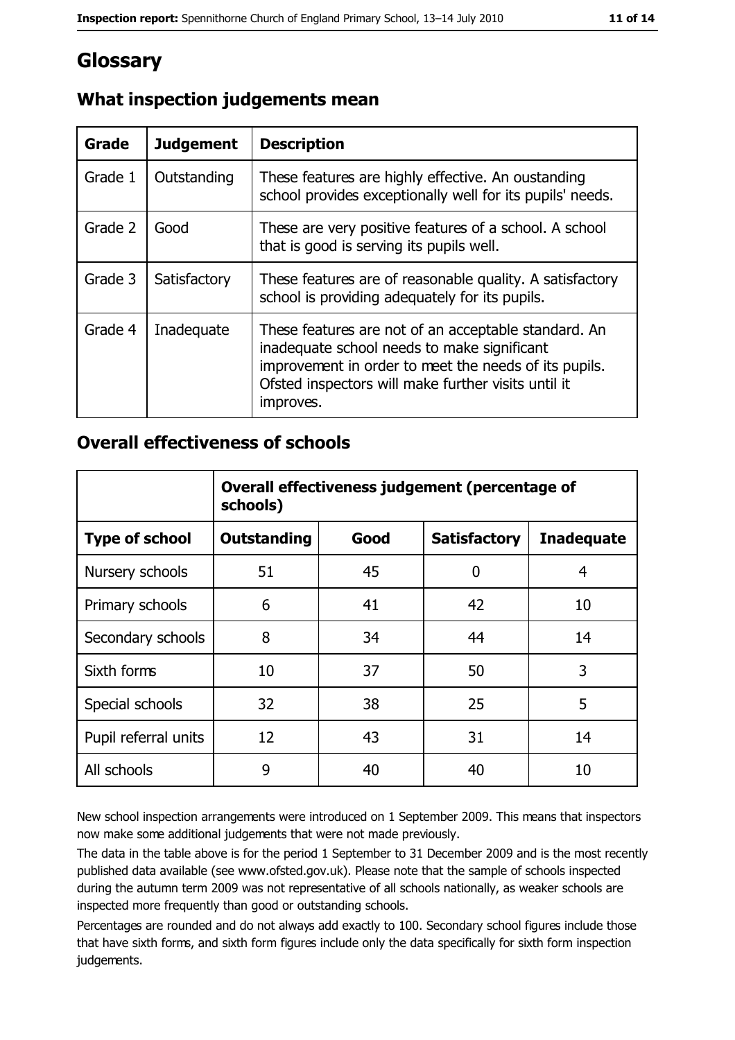# Glossary

## What inspection judgements mean

| Grade | Judgement | Description |
|---|---|---|
| Grade 1 | Outstanding | These features are highly effective. An oustanding school provides exceptionally well for its pupils' needs. |
| Grade 2 | Good | These are very positive features of a school. A school that is good is serving its pupils well. |
| Grade 3 | Satisfactory | These features are of reasonable quality. A satisfactory school is providing adequately for its pupils. |
| Grade 4 | Inadequate | These features are not of an acceptable standard. An inadequate school needs to make significant improvement in order to meet the needs of its pupils. Ofsted inspectors will make further visits until it improves. |

## Overall effectiveness of schools

| | Overall effectiveness judgement (percentage of schools) | | | |
|---|---|---|---|---|
| **Type of school** | **Outstanding** | **Good** | **Satisfactory** | **Inadequate** |
| Nursery schools | 51 | 45 | 0 | 4 |
| Primary schools | 6 | 41 | 42 | 10 |
| Secondary schools | 8 | 34 | 44 | 14 |
| Sixth forms | 10 | 37 | 50 | 3 |
| Special schools | 32 | 38 | 25 | 5 |
| Pupil referral units | 12 | 43 | 31 | 14 |
| All schools | 9 | 40 | 40 | 10 |

New school inspection arrangements were introduced on 1 September 2009. This means that inspectors now make some additional judgements that were not made previously.

The data in the table above is for the period 1 September to 31 December 2009 and is the most recently published data available (see www.ofsted.gov.uk). Please note that the sample of schools inspected during the autumn term 2009 was not representative of all schools nationally, as weaker schools are inspected more frequently than good or outstanding schools.

Percentages are rounded and do not always add exactly to 100. Secondary school figures include those that have sixth forms, and sixth form figures include only the data specifically for sixth form inspection judgements.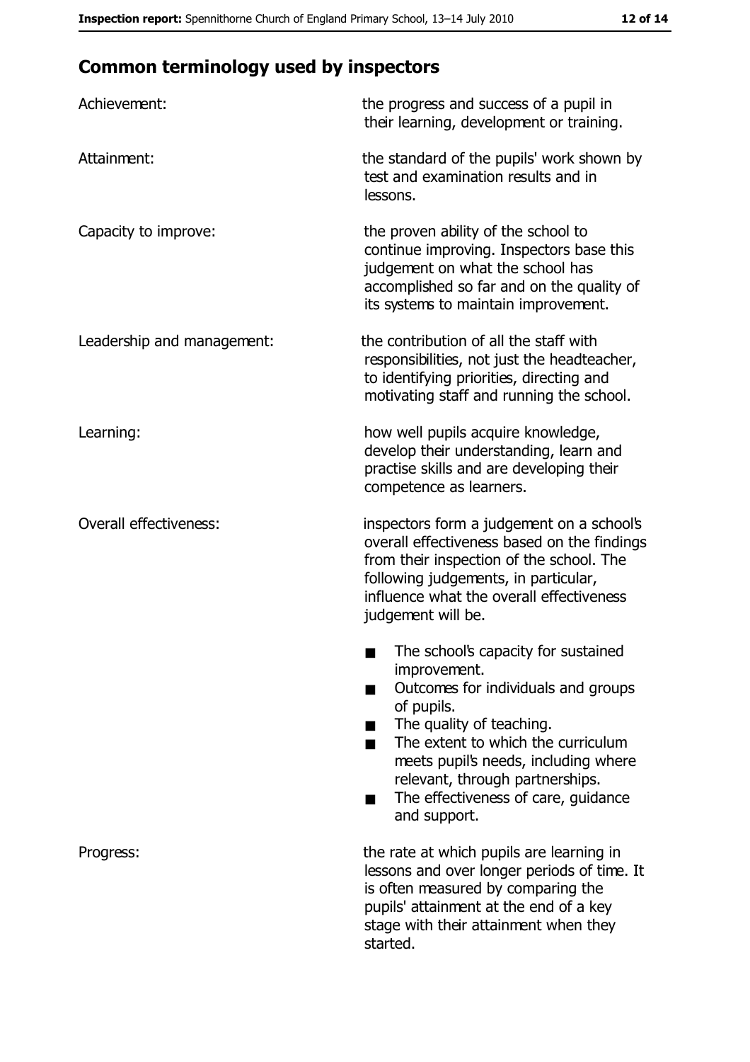## Common terminology used by inspectors

**Achievement:** the progress and success of a pupil in their learning, development or training.

**Attainment:** the standard of the pupils' work shown by test and examination results and in lessons.

**Capacity to improve:** the proven ability of the school to continue improving. Inspectors base this judgement on what the school has accomplished so far and on the quality of its systems to maintain improvement.

**Leadership and management:** the contribution of all the staff with responsibilities, not just the headteacher, to identifying priorities, directing and motivating staff and running the school.

**Learning:** how well pupils acquire knowledge, develop their understanding, learn and practise skills and are developing their competence as learners.

**Overall effectiveness:** inspectors form a judgement on a school's overall effectiveness based on the findings from their inspection of the school. The following judgements, in particular, influence what the overall effectiveness judgement will be.

- The school's capacity for sustained improvement.
- Outcomes for individuals and groups of pupils.
- The quality of teaching.
- The extent to which the curriculum meets pupil's needs, including where relevant, through partnerships.
- The effectiveness of care, guidance and support.

**Progress:** the rate at which pupils are learning in lessons and over longer periods of time. It is often measured by comparing the pupils' attainment at the end of a key stage with their attainment when they started.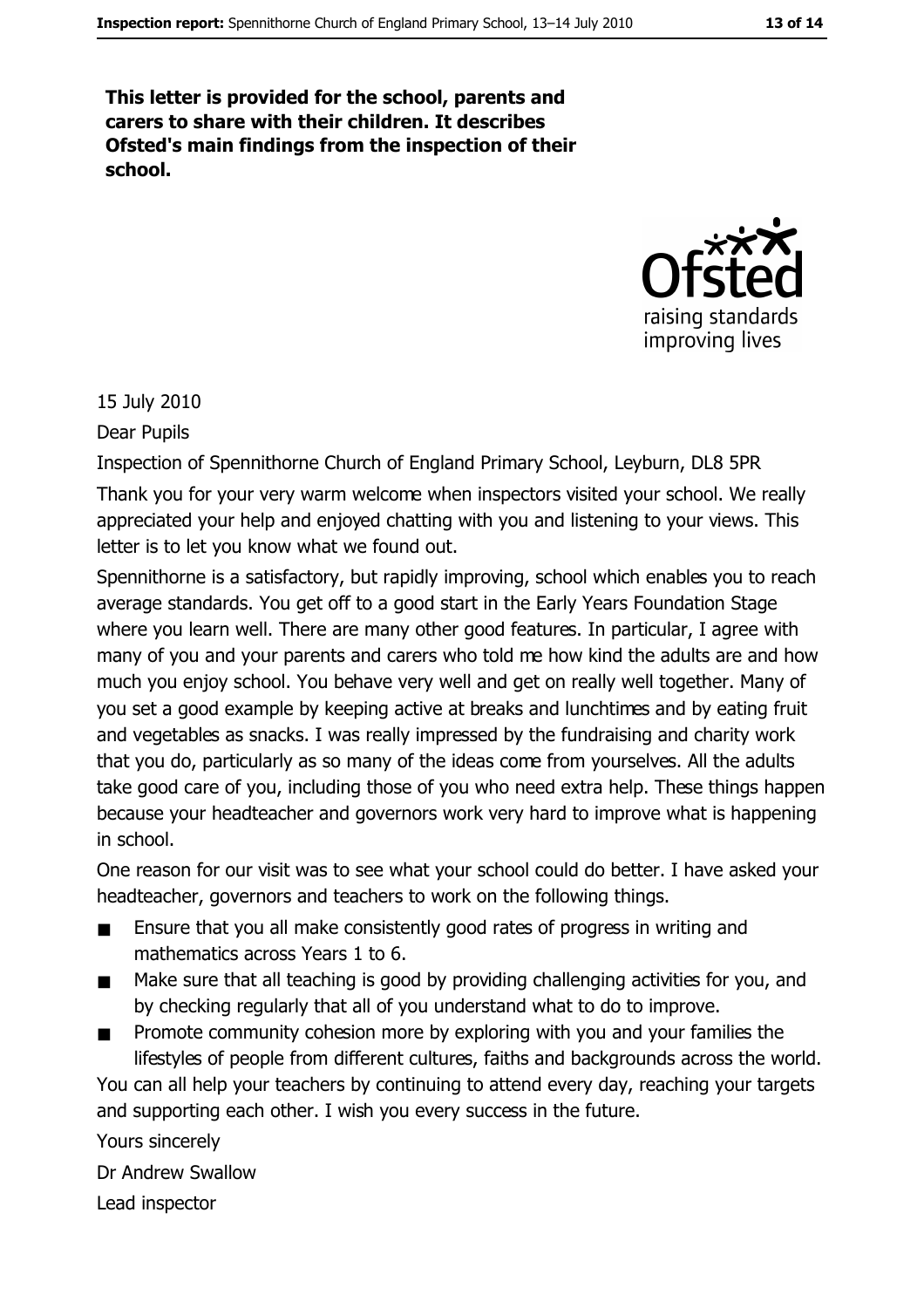**This letter is provided for the school, parents and carers to share with their children. It describes Ofsted's main findings from the inspection of their school.**

15 July 2010

Dear Pupils

Inspection of Spennithorne Church of England Primary School, Leyburn, DL8 5PR

Thank you for your very warm welcome when inspectors visited your school. We really appreciated your help and enjoyed chatting with you and listening to your views. This letter is to let you know what we found out.

Spennithorne is a satisfactory, but rapidly improving, school which enables you to reach average standards. You get off to a good start in the Early Years Foundation Stage where you learn well. There are many other good features. In particular, I agree with many of you and your parents and carers who told me how kind the adults are and how much you enjoy school. You behave very well and get on really well together. Many of you set a good example by keeping active at breaks and lunchtimes and by eating fruit and vegetables as snacks. I was really impressed by the fundraising and charity work that you do, particularly as so many of the ideas come from yourselves. All the adults take good care of you, including those of you who need extra help. These things happen because your headteacher and governors work very hard to improve what is happening in school.

One reason for our visit was to see what your school could do better. I have asked your headteacher, governors and teachers to work on the following things.

- Ensure that you all make consistently good rates of progress in writing and mathematics across Years 1 to 6.
- Make sure that all teaching is good by providing challenging activities for you, and by checking regularly that all of you understand what to do to improve.
- Promote community cohesion more by exploring with you and your families the lifestyles of people from different cultures, faiths and backgrounds across the world.

You can all help your teachers by continuing to attend every day, reaching your targets and supporting each other. I wish you every success in the future.

Yours sincerely

Dr Andrew Swallow

Lead inspector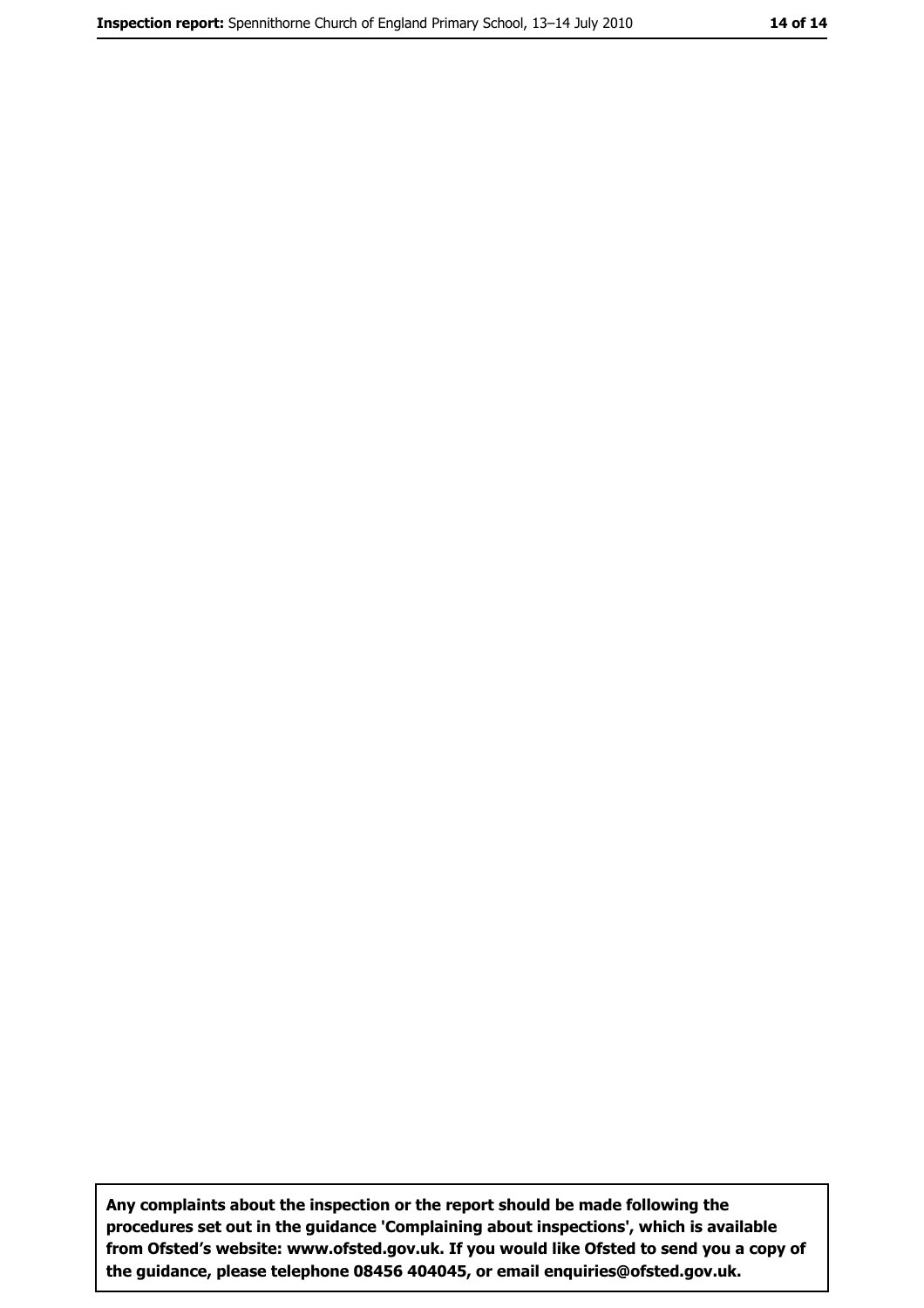**Any complaints about the inspection or the report should be made following the procedures set out in the guidance 'Complaining about inspections', which is available from Ofsted's website: www.ofsted.gov.uk. If you would like Ofsted to send you a copy of the guidance, please telephone 08456 404045, or email enquiries@ofsted.gov.uk.**